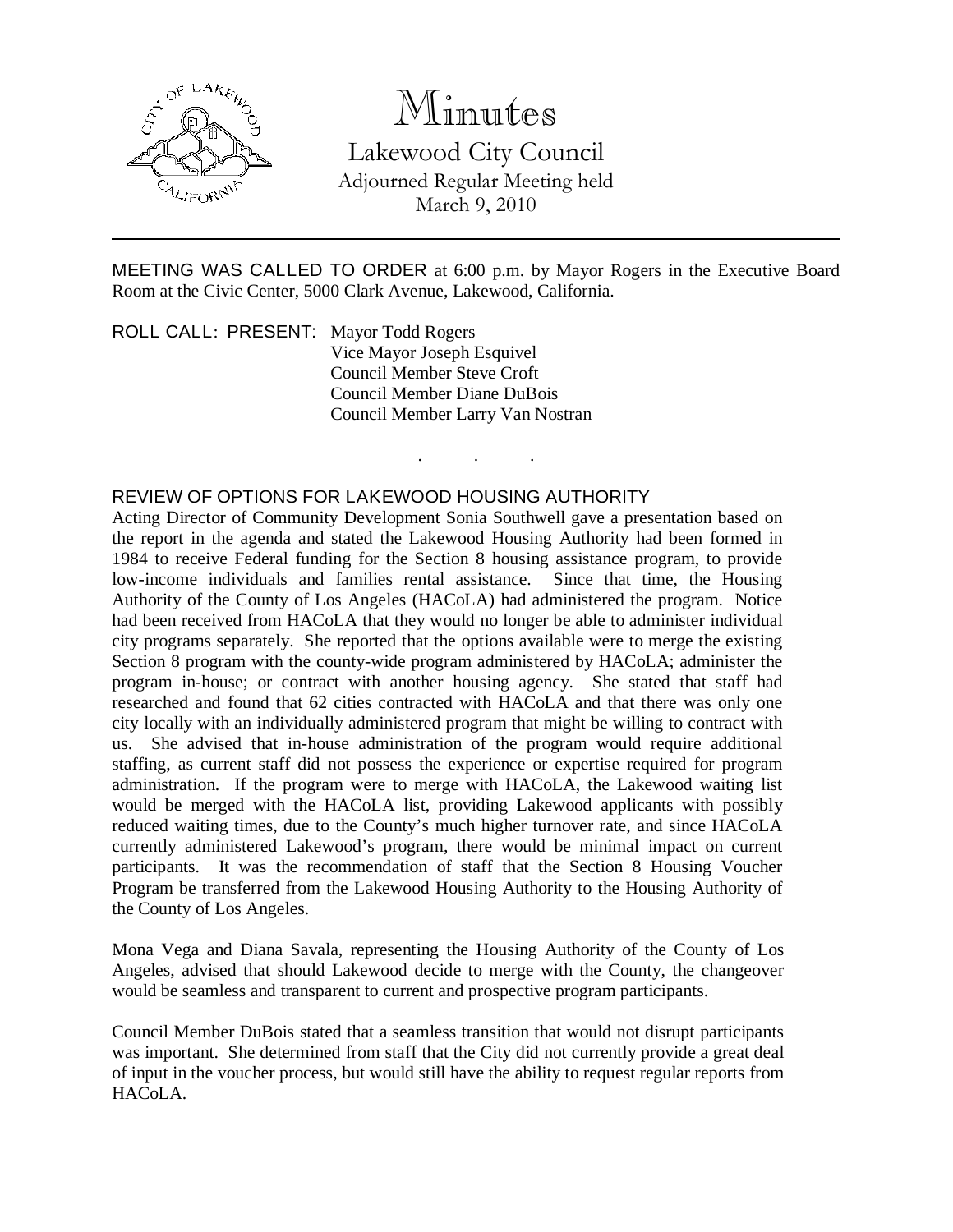# Minutes

## Lakewood City Council

Adjourned Regular Meeting held
March 9, 2010

---

MEETING WAS CALLED TO ORDER at 6:00 p.m. by Mayor Rogers in the Executive Board Room at the Civic Center, 5000 Clark Avenue, Lakewood, California.

ROLL CALL: PRESENT: Mayor Todd Rogers
Vice Mayor Joseph Esquivel
Council Member Steve Croft
Council Member Diane DuBois
Council Member Larry Van Nostran

. . .

REVIEW OF OPTIONS FOR LAKEWOOD HOUSING AUTHORITY

Acting Director of Community Development Sonia Southwell gave a presentation based on the report in the agenda and stated the Lakewood Housing Authority had been formed in 1984 to receive Federal funding for the Section 8 housing assistance program, to provide low-income individuals and families rental assistance. Since that time, the Housing Authority of the County of Los Angeles (HACoLA) had administered the program. Notice had been received from HACoLA that they would no longer be able to administer individual city programs separately. She reported that the options available were to merge the existing Section 8 program with the county-wide program administered by HACoLA; administer the program in-house; or contract with another housing agency. She stated that staff had researched and found that 62 cities contracted with HACoLA and that there was only one city locally with an individually administered program that might be willing to contract with us. She advised that in-house administration of the program would require additional staffing, as current staff did not possess the experience or expertise required for program administration. If the program were to merge with HACoLA, the Lakewood waiting list would be merged with the HACoLA list, providing Lakewood applicants with possibly reduced waiting times, due to the County's much higher turnover rate, and since HACoLA currently administered Lakewood's program, there would be minimal impact on current participants. It was the recommendation of staff that the Section 8 Housing Voucher Program be transferred from the Lakewood Housing Authority to the Housing Authority of the County of Los Angeles.

Mona Vega and Diana Savala, representing the Housing Authority of the County of Los Angeles, advised that should Lakewood decide to merge with the County, the changeover would be seamless and transparent to current and prospective program participants.

Council Member DuBois stated that a seamless transition that would not disrupt participants was important. She determined from staff that the City did not currently provide a great deal of input in the voucher process, but would still have the ability to request regular reports from HACoLA.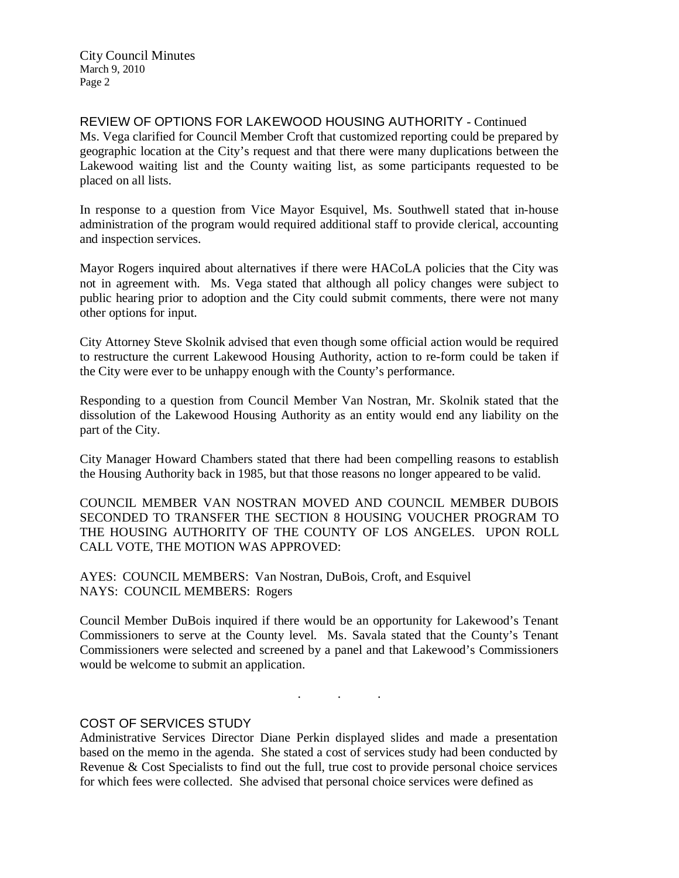## REVIEW OF OPTIONS FOR LAKEWOOD HOUSING AUTHORITY - Continued

Ms. Vega clarified for Council Member Croft that customized reporting could be prepared by geographic location at the City's request and that there were many duplications between the Lakewood waiting list and the County waiting list, as some participants requested to be placed on all lists.

In response to a question from Vice Mayor Esquivel, Ms. Southwell stated that in-house administration of the program would required additional staff to provide clerical, accounting and inspection services.

Mayor Rogers inquired about alternatives if there were HACoLA policies that the City was not in agreement with. Ms. Vega stated that although all policy changes were subject to public hearing prior to adoption and the City could submit comments, there were not many other options for input.

City Attorney Steve Skolnik advised that even though some official action would be required to restructure the current Lakewood Housing Authority, action to re-form could be taken if the City were ever to be unhappy enough with the County's performance.

Responding to a question from Council Member Van Nostran, Mr. Skolnik stated that the dissolution of the Lakewood Housing Authority as an entity would end any liability on the part of the City.

City Manager Howard Chambers stated that there had been compelling reasons to establish the Housing Authority back in 1985, but that those reasons no longer appeared to be valid.

COUNCIL MEMBER VAN NOSTRAN MOVED AND COUNCIL MEMBER DUBOIS SECONDED TO TRANSFER THE SECTION 8 HOUSING VOUCHER PROGRAM TO THE HOUSING AUTHORITY OF THE COUNTY OF LOS ANGELES. UPON ROLL CALL VOTE, THE MOTION WAS APPROVED:

AYES: COUNCIL MEMBERS: Van Nostran, DuBois, Croft, and Esquivel
NAYS: COUNCIL MEMBERS: Rogers

Council Member DuBois inquired if there would be an opportunity for Lakewood's Tenant Commissioners to serve at the County level. Ms. Savala stated that the County's Tenant Commissioners were selected and screened by a panel and that Lakewood's Commissioners would be welcome to submit an application.

. . .

## COST OF SERVICES STUDY

Administrative Services Director Diane Perkin displayed slides and made a presentation based on the memo in the agenda. She stated a cost of services study had been conducted by Revenue & Cost Specialists to find out the full, true cost to provide personal choice services for which fees were collected. She advised that personal choice services were defined as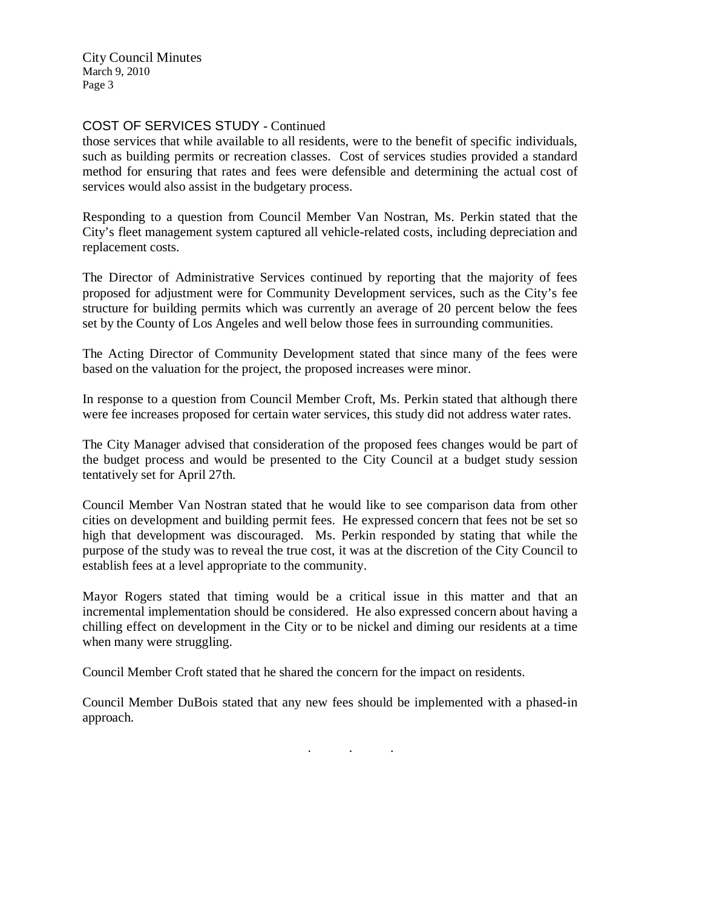## COST OF SERVICES STUDY - Continued

those services that while available to all residents, were to the benefit of specific individuals, such as building permits or recreation classes. Cost of services studies provided a standard method for ensuring that rates and fees were defensible and determining the actual cost of services would also assist in the budgetary process.

Responding to a question from Council Member Van Nostran, Ms. Perkin stated that the City's fleet management system captured all vehicle-related costs, including depreciation and replacement costs.

The Director of Administrative Services continued by reporting that the majority of fees proposed for adjustment were for Community Development services, such as the City's fee structure for building permits which was currently an average of 20 percent below the fees set by the County of Los Angeles and well below those fees in surrounding communities.

The Acting Director of Community Development stated that since many of the fees were based on the valuation for the project, the proposed increases were minor.

In response to a question from Council Member Croft, Ms. Perkin stated that although there were fee increases proposed for certain water services, this study did not address water rates.

The City Manager advised that consideration of the proposed fees changes would be part of the budget process and would be presented to the City Council at a budget study session tentatively set for April 27th.

Council Member Van Nostran stated that he would like to see comparison data from other cities on development and building permit fees. He expressed concern that fees not be set so high that development was discouraged. Ms. Perkin responded by stating that while the purpose of the study was to reveal the true cost, it was at the discretion of the City Council to establish fees at a level appropriate to the community.

Mayor Rogers stated that timing would be a critical issue in this matter and that an incremental implementation should be considered. He also expressed concern about having a chilling effect on development in the City or to be nickel and diming our residents at a time when many were struggling.

Council Member Croft stated that he shared the concern for the impact on residents.

Council Member DuBois stated that any new fees should be implemented with a phased-in approach.

. . .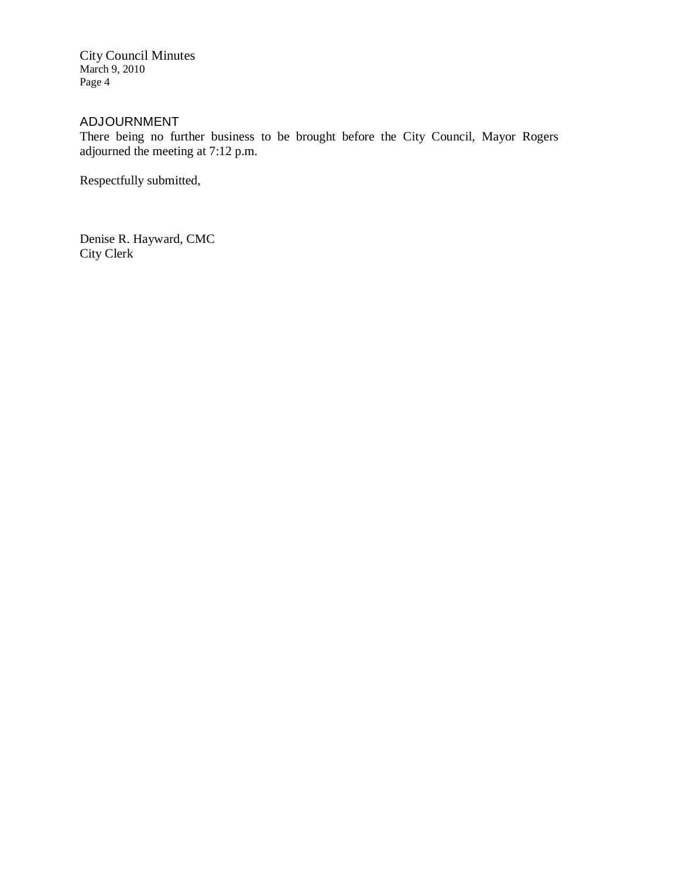## ADJOURNMENT

There being no further business to be brought before the City Council, Mayor Rogers adjourned the meeting at 7:12 p.m.

Respectfully submitted,

Denise R. Hayward, CMC
City Clerk